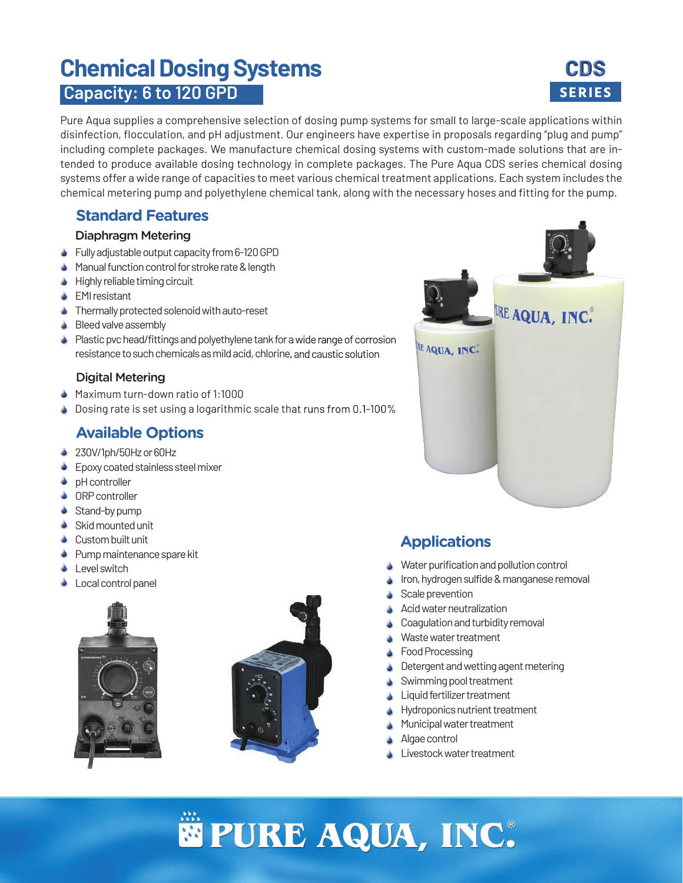# Chemical Dosing Systems

## Capacity: 6 to 120 GPD

**CDS SERIES**

Pure Aqua supplies a comprehensive selection of dosing pump systems for small to large-scale applications within disinfection, flocculation, and pH adjustment. Our engineers have expertise in proposals regarding "plug and pump" including complete packages. We manufacture chemical dosing systems with custom-made solutions that are intended to produce available dosing technology in complete packages. The Pure Aqua CDS series chemical dosing systems offer a wide range of capacities to meet various chemical treatment applications. Each system includes the chemical metering pump and polyethylene chemical tank, along with the necessary hoses and fitting for the pump.

## Standard Features

### Diaphragm Metering

- Fully adjustable output capacity from 6-120 GPD
- Manual function control for stroke rate & length
- Highly reliable timing circuit
- EMI resistant
- Thermally protected solenoid with auto-reset
- Bleed valve assembly
- Plastic pvc head/fittings and polyethylene tank for a wide range of corrosion resistance to such chemicals as mild acid, chlorine, and caustic solution

### Digital Metering

- Maximum turn-down ratio of 1:1000
- Dosing rate is set using a logarithmic scale that runs from 0.1-100%

## Available Options

- 230V/1ph/50Hz or 60Hz
- Epoxy coated stainless steel mixer
- pH controller
- ORP controller
- Stand-by pump
- Skid mounted unit
- Custom built unit
- Pump maintenance spare kit
- Level switch
- Local control panel

## Applications

- Water purification and pollution control
- Iron, hydrogen sulfide & manganese removal
- Scale prevention
- Acid water neutralization
- Coagulation and turbidity removal
- Waste water treatment
- Food Processing
- Detergent and wetting agent metering
- Swimming pool treatment
- Liquid fertilizer treatment
- Hydroponics nutrient treatment
- Municipal water treatment
- Algae control
- Livestock water treatment

PURE AQUA, INC.®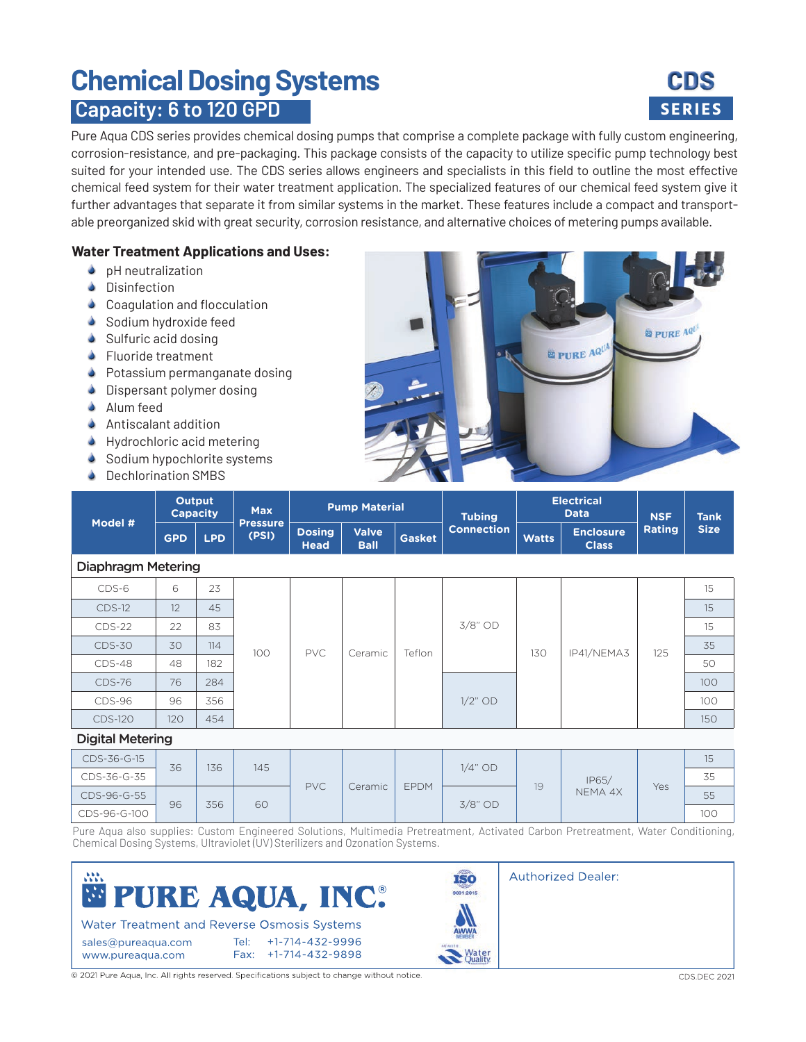# Chemical Dosing Systems

## Capacity: 6 to 120 GPD

**CDS SERIES**

Pure Aqua CDS series provides chemical dosing pumps that comprise a complete package with fully custom engineering, corrosion-resistance, and pre-packaging. This package consists of the capacity to utilize specific pump technology best suited for your intended use. The CDS series allows engineers and specialists in this field to outline the most effective chemical feed system for their water treatment application. The specialized features of our chemical feed system give it further advantages that separate it from similar systems in the market. These features include a compact and transportable preorganized skid with great security, corrosion resistance, and alternative choices of metering pumps available.

### Water Treatment Applications and Uses:

- pH neutralization
- Disinfection
- Coagulation and flocculation
- Sodium hydroxide feed
- Sulfuric acid dosing
- Fluoride treatment
- Potassium permanganate dosing
- Dispersant polymer dosing
- Alum feed
- Antiscalant addition
- Hydrochloric acid metering
- Sodium hypochlorite systems
- Dechlorination SMBS

| Model # | Output Capacity | | Max Pressure (PSI) | Pump Material | | | Tubing Connection | Electrical Data | | NSF Rating | Tank Size |
|---|---|---|---|---|---|---|---|---|---|---|---|
| | GPD | LPD | | Dosing Head | Valve Ball | Gasket | | Watts | Enclosure Class | | |
| **Diaphragm Metering** | | | | | | | | | | | |
| CDS-6 | 6 | 23 | 100 | PVC | Ceramic | Teflon | 3/8" OD | 130 | IP41/NEMA3 | 125 | 15 |
| CDS-12 | 12 | 45 | 100 | PVC | Ceramic | Teflon | 3/8" OD | 130 | IP41/NEMA3 | 125 | 15 |
| CDS-22 | 22 | 83 | 100 | PVC | Ceramic | Teflon | 3/8" OD | 130 | IP41/NEMA3 | 125 | 15 |
| CDS-30 | 30 | 114 | 100 | PVC | Ceramic | Teflon | 3/8" OD | 130 | IP41/NEMA3 | 125 | 35 |
| CDS-48 | 48 | 182 | 100 | PVC | Ceramic | Teflon | 3/8" OD | 130 | IP41/NEMA3 | 125 | 50 |
| CDS-76 | 76 | 284 | 100 | PVC | Ceramic | Teflon | 1/2" OD | 130 | IP41/NEMA3 | 125 | 100 |
| CDS-96 | 96 | 356 | 100 | PVC | Ceramic | Teflon | 1/2" OD | 130 | IP41/NEMA3 | 125 | 100 |
| CDS-120 | 120 | 454 | 100 | PVC | Ceramic | Teflon | 1/2" OD | 130 | IP41/NEMA3 | 125 | 150 |
| **Digital Metering** | | | | | | | | | | | |
| CDS-36-G-15 | 36 | 136 | 145 | PVC | Ceramic | EPDM | 1/4" OD | 19 | IP65/ NEMA 4X | Yes | 15 |
| CDS-36-G-35 | 36 | 136 | 145 | PVC | Ceramic | EPDM | 1/4" OD | 19 | IP65/ NEMA 4X | Yes | 35 |
| CDS-96-G-55 | 96 | 356 | 60 | PVC | Ceramic | EPDM | 3/8" OD | 19 | IP65/ NEMA 4X | Yes | 55 |
| CDS-96-G-100 | 96 | 356 | 60 | PVC | Ceramic | EPDM | 3/8" OD | 19 | IP65/ NEMA 4X | Yes | 100 |

Pure Aqua also supplies: Custom Engineered Solutions, Multimedia Pretreatment, Activated Carbon Pretreatment, Water Conditioning, Chemical Dosing Systems, Ultraviolet (UV) Sterilizers and Ozonation Systems.

**PURE AQUA, INC.®**

Water Treatment and Reverse Osmosis Systems

sales@pureaqua.com
www.pureaqua.com

Tel: +1-714-432-9996
Fax: +1-714-432-9898

ISO 9001:2015
AWWA MEMBER
MEMBER Water Quality

Authorized Dealer:

© 2021 Pure Aqua, Inc. All rights reserved. Specifications subject to change without notice.

CDS.DEC 2021